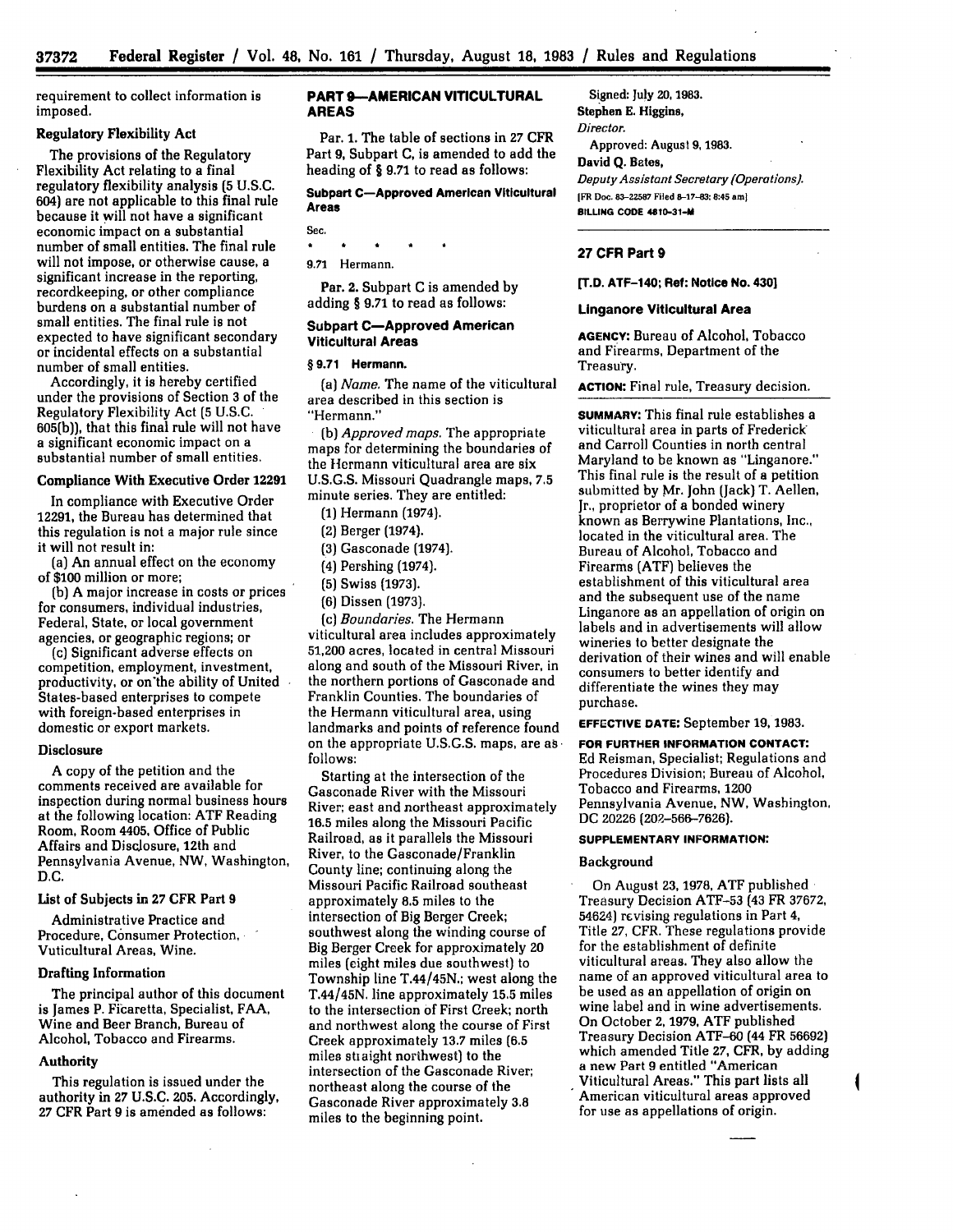requirement to collect information is imposed.

### Regulatory Flexibility Act

The provisions of the Regulatory Flexibility Act relating to a final regulatory flexibility analysis (5 U.S.C. 604) are not applicable to this final rule because it will not have a significant economic impact on a substantial number of small entities. The final rule will not impose, or otherwise cause, a significant increase in the reporting, recordkeeping, or other compliance burdens on a substantial number of small entities. The final rule is not expected to have significant secondary or incidental effects on a substantial number of small entities.

Accordingly, it is hereby certified under the provisions of Section 3 of the Regulatory Flexibility Act (5 U.S.C. 605(b)), that this final rule will not have a significant economic impact on a substantial number of small entities.

### Compliance With Executive Order 12291

In compliance with Executive Order 12291, the Bureau has determined that this regulation is not a major rule since it will not result in:

(a) An annual effect on the economy of $100 million or more;

(b) A major increase in costs or prices for consumers, individual industries, Federal, State, or local government agencies, or geographic regions; or

(c) Significant adverse effects on competition, employment, investment, productivity, or on the ability of United States-based enterprises to compete with foreign-based enterprises in domestic or export markets.

### Disclosure

A copy of the petition and the comments received are available for inspection during normal business hours at the following location: ATF Reading Room, Room 4405, Office of Public Affairs and Disclosure, 12th and Pennsylvania Avenue, NW, Washington, D.C.

### List of Subjects in 27 CFR Part 9

Administrative Practice and Procedure, Consumer Protection, Vuticultural Areas, Wine.

### Drafting Information

The principal author of this document is James P. Ficaretta, Specialist, FAA, Wine and Beer Branch, Bureau of Alcohol, Tobacco and Firearms.

### Authority

This regulation is issued under the authority in 27 U.S.C. 205. Accordingly, 27 CFR Part 9 is amended as follows:

## PART 9—AMERICAN VITICULTURAL AREAS

Par. 1. The table of sections in 27 CFR Part 9, Subpart C, is amended to add the heading of § 9.71 to read as follows:

### Subpart C—Approved American Viticultural Areas

Sec.

\* \* \* \* \*

9.71 Hermann.

Par. 2. Subpart C is amended by adding § 9.71 to read as follows:

### Subpart C—Approved American Viticultural Areas

#### § 9.71 Hermann.

(a) *Name.* The name of the viticultural area described in this section is "Hermann."

(b) *Approved maps.* The appropriate maps for determining the boundaries of the Hermann viticultural area are six U.S.G.S. Missouri Quadrangle maps, 7.5 minute series. They are entitled:

(1) Hermann (1974).

(2) Berger (1974).

(3) Gasconade (1974).

(4) Pershing (1974).

(5) Swiss (1973).

(6) Dissen (1973).

(c) *Boundaries.* The Hermann viticultural area includes approximately 51,200 acres, located in central Missouri along and south of the Missouri River, in the northern portions of Gasconade and Franklin Counties. The boundaries of the Hermann viticultural area, using landmarks and points of reference found on the appropriate U.S.G.S. maps, are as follows:

Starting at the intersection of the Gasconade River with the Missouri River; east and northeast approximately 16.5 miles along the Missouri Pacific Railroad, as it parallels the Missouri River, to the Gasconade/Franklin County line; continuing along the Missouri Pacific Railroad southeast approximately 8.5 miles to the intersection of Big Berger Creek; southwest along the winding course of Big Berger Creek for approximately 20 miles (eight miles due southwest) to Township line T.44/45N.; west along the T.44/45N. line approximately 15.5 miles to the intersection of First Creek; north and northwest along the course of First Creek approximately 13.7 miles (6.5 miles straight northwest) to the intersection of the Gasconade River; northeast along the course of the Gasconade River approximately 3.8 miles to the beginning point.

Signed: July 20, 1983.

**Stephen E. Higgins,**

*Director.*

Approved: August 9, 1983.

**David Q. Bates,**

*Deputy Assistant Secretary (Operations).*

[FR Doc. 83-22587 Filed 8-17-83; 8:45 am]

BILLING CODE 4810-31-M

---

## 27 CFR Part 9

**[T.D. ATF-140; Ref: Notice No. 430]**

### Linganore Viticultural Area

**AGENCY:** Bureau of Alcohol, Tobacco and Firearms, Department of the Treasury.

**ACTION:** Final rule, Treasury decision.

**SUMMARY:** This final rule establishes a viticultural area in parts of Frederick and Carroll Counties in north central Maryland to be known as "Linganore." This final rule is the result of a petition submitted by Mr. John (Jack) T. Aellen, Jr., proprietor of a bonded winery known as Berrywine Plantations, Inc., located in the viticultural area. The Bureau of Alcohol, Tobacco and Firearms (ATF) believes the establishment of this viticultural area and the subsequent use of the name Linganore as an appellation of origin on labels and in advertisements will allow wineries to better designate the derivation of their wines and will enable consumers to better identify and differentiate the wines they may purchase.

**EFFECTIVE DATE:** September 19, 1983.

**FOR FURTHER INFORMATION CONTACT:** Ed Reisman, Specialist; Regulations and Procedures Division; Bureau of Alcohol, Tobacco and Firearms, 1200 Pennsylvania Avenue, NW, Washington, DC 20226 (202-566-7626).

**SUPPLEMENTARY INFORMATION:**

### Background

On August 23, 1978, ATF published Treasury Decision ATF-53 (43 FR 37672, 54624) revising regulations in Part 4, Title 27, CFR. These regulations provide for the establishment of definite viticultural areas. They also allow the name of an approved viticultural area to be used as an appellation of origin on wine label and in wine advertisements. On October 2, 1979, ATF published Treasury Decision ATF-60 (44 FR 56692) which amended Title 27, CFR, by adding a new Part 9 entitled "American Viticultural Areas." This part lists all American viticultural areas approved for use as appellations of origin.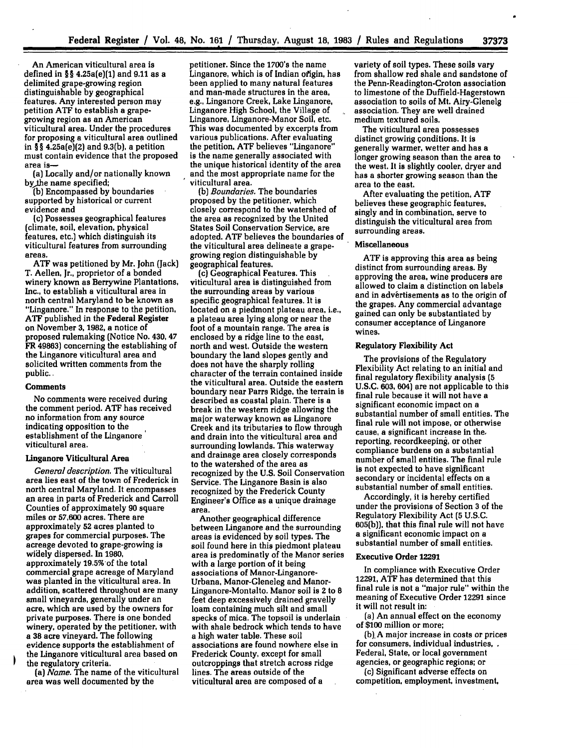An American viticultural area is defined in §§ 4.25a(e)(1) and 9.11 as a delimited grape-growing region distinguishable by geographical features. Any interested person may petition ATF to establish a grape-growing region as an American viticultural area. Under the procedures for proposing a viticultural area outlined in §§ 4.25a(e)(2) and 9.3(b), a petition must contain evidence that the proposed area is—

(a) Locally and/or nationally known by the name specified;

(b) Encompassed by boundaries supported by historical or current evidence and

(c) Possesses geographical features (climate, soil, elevation, physical features, etc.) which distinguish its viticultural features from surrounding areas.

ATF was petitioned by Mr. John (Jack) T. Aellen, Jr., proprietor of a bonded winery known as Berrywine Plantations, Inc., to establish a viticultural area in north central Maryland to be known as "Linganore." In response to the petition, ATF published in the **Federal Register** on November 3, 1982, a notice of proposed rulemaking (Notice No. 430, 47 FR 49863) concerning the establishing of the Linganore viticultural area and solicited written comments from the public.

**Comments**

No comments were received during the comment period. ATF has received no information from any source indicating opposition to the establishment of the Linganore viticultural area.

**Linganore Viticultural Area**

*General description.* The viticultural area lies east of the town of Frederick in north central Maryland. It encompasses an area in parts of Frederick and Carroll Counties of approximately 90 square miles or 57,600 acres. There are approximately 52 acres planted to grapes for commercial purposes. The acreage devoted to grape-growing is widely dispersed. In 1980, approximately 19.5% of the total commercial grape acreage of Maryland was planted in the viticultural area. In addition, scattered throughout are many small vineyards, generally under an acre, which are used by the owners for private purposes. There is one bonded winery, operated by the petitioner, with a 38 acre vineyard. The following evidence supports the establishment of the Linganore viticultural area based on the regulatory criteria.

(a) *Name.* The name of the viticultural area was well documented by the petitioner. Since the 1700's the name Linganore, which is of Indian origin, has been applied to many natural features and man-made structures in the area, e.g., Linganore Creek, Lake Linganore, Linganore High School, the Village of Linganore, Linganore-Manor Soil, etc. This was documented by excerpts from various publications. After evaluating the petition, ATF believes "Linganore" is the name generally associated with the unique historical identity of the area and the most appropriate name for the viticultural area.

(b) *Boundaries.* The boundaries proposed by the petitioner, which closely correspond to the watershed of the area as recognized by the United States Soil Conservation Service, are adopted. ATF believes the boundaries of the viticultural area delineate a grape-growing region distinguishable by geographical features.

(c) Geographical Features. This viticultural area is distinguished from the surrounding areas by various specific geographical features. It is located on a piedmont plateau area, i.e., a plateau area lying along or near the foot of a mountain range. The area is enclosed by a ridge line to the east, north and west. Outside the western boundary the land slopes gently and does not have the sharply rolling character of the terrain contained inside the viticultural area. Outside the eastern boundary near Parrs Ridge, the terrain is described as coastal plain. There is a break in the western ridge allowing the major waterway known as Linganore Creek and its tributaries to flow through and drain into the viticultural area and surrounding lowlands. This waterway and drainage area closely corresponds to the watershed of the area as recognized by the U.S. Soil Conservation Service. The Linganore Basin is also recognized by the Frederick County Engineer's Office as a unique drainage area.

Another geographical difference between Linganore and the surrounding areas is evidenced by soil types. The soil found here in this piedmont plateau area is predominatly of the Manor series with a large portion of it being associations of Manor-Linganore-Urbana, Manor-Gleneleg and Manor-Linganore-Montalto. Manor soil is 2 to 8 feet deep excessively drained gravelly loam containing much silt and small specks of mica. The topsoil is underlain with shale bedrock which tends to have a high water table. These soil associations are found nowhere else in Frederick County, except for small outcroppings that stretch across ridge lines. The areas outside of the viticultural area are composed of a variety of soil types. These soils vary from shallow red shale and sandstone of the Penn-Readington-Croton association to limestone of the Duffield-Hagerstown association to soils of Mt. Airy-Glenelg association. They are well drained medium textured soils.

The viticultural area possesses distinct growing conditions. It is generally warmer, wetter and has a longer growing season than the area to the west. It is slightly cooler, dryer and has a shorter growing season than the area to the east.

After evaluating the petition, ATF believes these geographic features, singly and in combination, serve to distinguish the viticultural area from surrounding areas.

**Miscellaneous**

ATF is approving this area as being distinct from surrounding areas. By approving the area, wine producers are allowed to claim a distinction on labels and in advertisements as to the origin of the grapes. Any commercial advantage gained can only be substantiated by consumer acceptance of Linganore wines.

**Regulatory Flexibility Act**

The provisions of the Regulatory Flexibility Act relating to an initial and final regulatory flexibility analysis (5 U.S.C. 603, 604) are not applicable to this final rule because it will not have a significant economic impact on a substantial number of small entities. The final rule will not impose, or otherwise cause, a significant increase in the reporting, recordkeeping, or other compliance burdens on a substantial number of small entities. The final rule is not expected to have significant secondary or incidental effects on a substantial number of small entities.

Accordingly, it is hereby certified under the provisions of Section 3 of the Regulatory Flexibility Act (5 U.S.C. 605(b)), that this final rule will not have a significant economic impact on a substantial number of small entities.

**Executive Order 12291**

In compliance with Executive Order 12291, ATF has determined that this final rule is not a "major rule" within the meaning of Executive Order 12291 since it will not result in:

(a) An annual effect on the economy of $100 million or more;

(b) A major increase in costs or prices for consumers, individual industries, Federal, State, or local government agencies, or geographic regions; or

(c) Significant adverse effects on competition, employment, investment,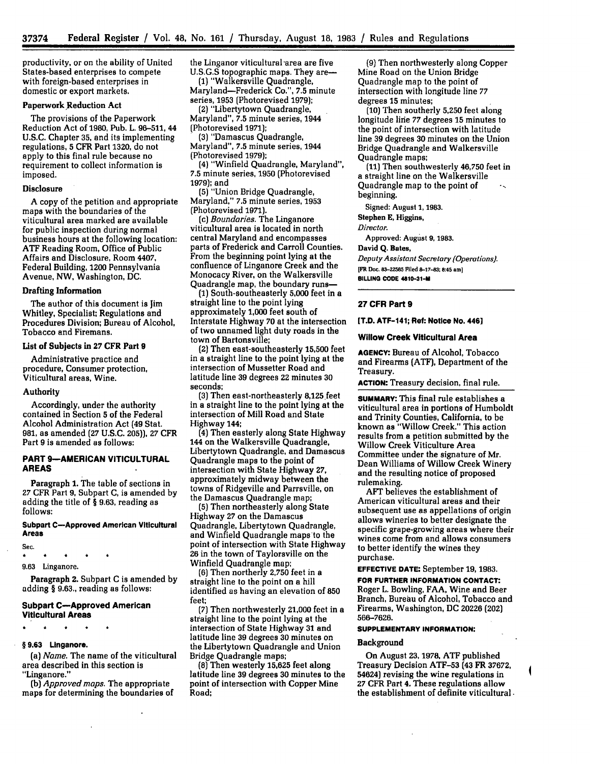productivity, or on the ability of United States-based enterprises to compete with foreign-based enterprises in domestic or export markets.

### Paperwork Reduction Act

The provisions of the Paperwork Reduction Act of 1980, Pub. L. 96-511, 44 U.S.C. Chapter 35, and its implementing regulations, 5 CFR Part 1320, do not apply to this final rule because no requirement to collect information is imposed.

### Disclosure

A copy of the petition and appropriate maps with the boundaries of the viticultural area marked are available for public inspection during normal business hours at the following location: ATF Reading Room, Office of Public Affairs and Disclosure, Room 4407, Federal Building, 1200 Pennsylvania Avenue, NW, Washington, DC.

### Drafting Information

The author of this document is Jim Whitley, Specialist; Regulations and Procedures Division; Bureau of Alcohol, Tobacco and Firemans.

### List of Subjects in 27 CFR Part 9

Administrative practice and procedure, Consumer protection, Viticultural areas, Wine.

### Authority

Accordingly, under the authority contained in Section 5 of the Federal Alcohol Administration Act (49 Stat. 981, as amended (27 U.S.C. 205)), 27 CFR Part 9 is amended as follows:

## PART 9—AMERICAN VITICULTURAL AREAS

Paragraph 1. The table of sections in 27 CFR Part 9, Subpart C, is amended by adding the title of § 9.63, reading as follows:

### Subpart C—Approved American Viticultural Areas

Sec.

\* \* \* \* \*

9.63 Linganore.

Paragraph 2. Subpart C is amended by adding § 9.63., reading as follows:

### Subpart C—Approved American Viticultural Areas

\* \* \* \* \*

**§ 9.63 Linganore.**

(a) *Name.* The name of the viticultural area described in this section is "Linganore."

(b) *Approved maps.* The appropriate maps for determining the boundaries of the Linganor viticultural area are five U.S.G.S topographic maps. They are—

(1) "Walkersville Quadrangle, Maryland—Frederick Co.", 7.5 minute series, 1953 (Photorevised 1979);

(2) "Libertytown Quadrangle, Maryland", 7.5 minute series, 1944 (Photorevised 1971);

(3) "Damascus Quadrangle, Maryland", 7.5 minute series, 1944 (Photorevised 1979);

(4) "Winfield Quadrangle, Maryland", 7.5 minute series, 1950 (Photorevised 1979); and

(5) "Union Bridge Quadrangle, Maryland," 7.5 minute series, 1953 (Photorevised 1971).

(c) *Boundaries.* The Linganore viticultural area is located in north central Maryland and encompasses parts of Frederick and Carroll Counties. From the beginning point lying at the confluence of Linganore Creek and the Monocacy River, on the Walkersville Quadrangle map, the boundary runs—

(1) South-southeasterly 5,000 feet in a straight line to the point lying approximately 1,000 feet south of Interstate Highway 70 at the intersection of two unnamed light duty roads in the town of Bartonsville;

(2) Then east-southeasterly 15,500 feet in a straight line to the point lying at the intersection of Mussetter Road and latitude line 39 degrees 22 minutes 30 seconds;

(3) Then east-northeasterly 8,125 feet in a straight line to the point lying at the intersection of Mill Road and State Highway 144;

(4) Then easterly along State Highway 144 on the Walkersville Quadrangle, Libertytown Quadrangle, and Damascus Quadrangle maps to the point of intersection with State Highway 27, approximately midway between the towns of Ridgeville and Parrsville, on the Damascus Quadrangle map;

(5) Then northeasterly along State Highway 27 on the Damascus Quadrangle, Libertytown Quadrangle, and Winfield Quadrangle maps to the point of intersection with State Highway 26 in the town of Taylorsville on the Winfield Quadrangle map;

(6) Then northerly 2,750 feet in a straight line to the point on a hill identified as having an elevation of 850 feet;

(7) Then northwesterly 21,000 feet in a straight line to the point lying at the intersection of State Highway 31 and latitude line 39 degrees 30 minutes on the Libertytown Quadrangle and Union Bridge Quadrangle maps;

(8) Then westerly 15,625 feet along latitude line 39 degrees 30 minutes to the point of intersection with Copper Mine Road;

(9) Then northwesterly along Copper Mine Road on the Union Bridge Quadrangle map to the point of intersection with longitude line 77 degrees 15 minutes;

(10) Then southerly 5,250 feet along longitude line 77 degrees 15 minutes to the point of intersection with latitude line 39 degrees 30 minutes on the Union Bridge Quadrangle and Walkersville Quadrangle maps;

(11) Then southwesterly 46,750 feet in a straight line on the Walkersville Quadrangle map to the point of beginning.

Signed: August 1, 1983.

**Stephen E. Higgins,**

*Director.*

Approved: August 9, 1983.

**David Q. Bates,**

*Deputy Assistant Secretary (Operations).*

[FR Doc. 83-22565 Filed 8-17-83; 8:45 am]

BILLING CODE 4810-31-M

---

## 27 CFR Part 9

**[T.D. ATF-141; Ref: Notice No. 446]**

### Willow Creek Viticultural Area

**AGENCY:** Bureau of Alcohol, Tobacco and Firearms (ATF), Department of the Treasury.

**ACTION:** Treasury decision, final rule.

**SUMMARY:** This final rule establishes a viticultural area in portions of Humboldt and Trinity Counties, California, to be known as "Willow Creek." This action results from a petition submitted by the Willow Creek Viticulture Area Committee under the signature of Mr. Dean Williams of Willow Creek Winery and the resulting notice of proposed rulemaking.

AFT believes the establishment of American viticultural areas and their subsequent use as appellations of origin allows wineries to better designate the specific grape-growing areas where their wines come from and allows consumers to better identify the wines they purchase.

**EFFECTIVE DATE:** September 19, 1983.

**FOR FURTHER INFORMATION CONTACT:** Roger L. Bowling, FAA, Wine and Beer Branch, Bureau of Alcohol, Tobacco and Firearms, Washington, DC 20226 (202) 566-7626.

**SUPPLEMENTARY INFORMATION:**

### Background

On August 23, 1978, ATF published Treasury Decision ATF-53 (43 FR 37672, 54624) revising the wine regulations in 27 CFR Part 4. These regulations allow the establishment of definite viticultural